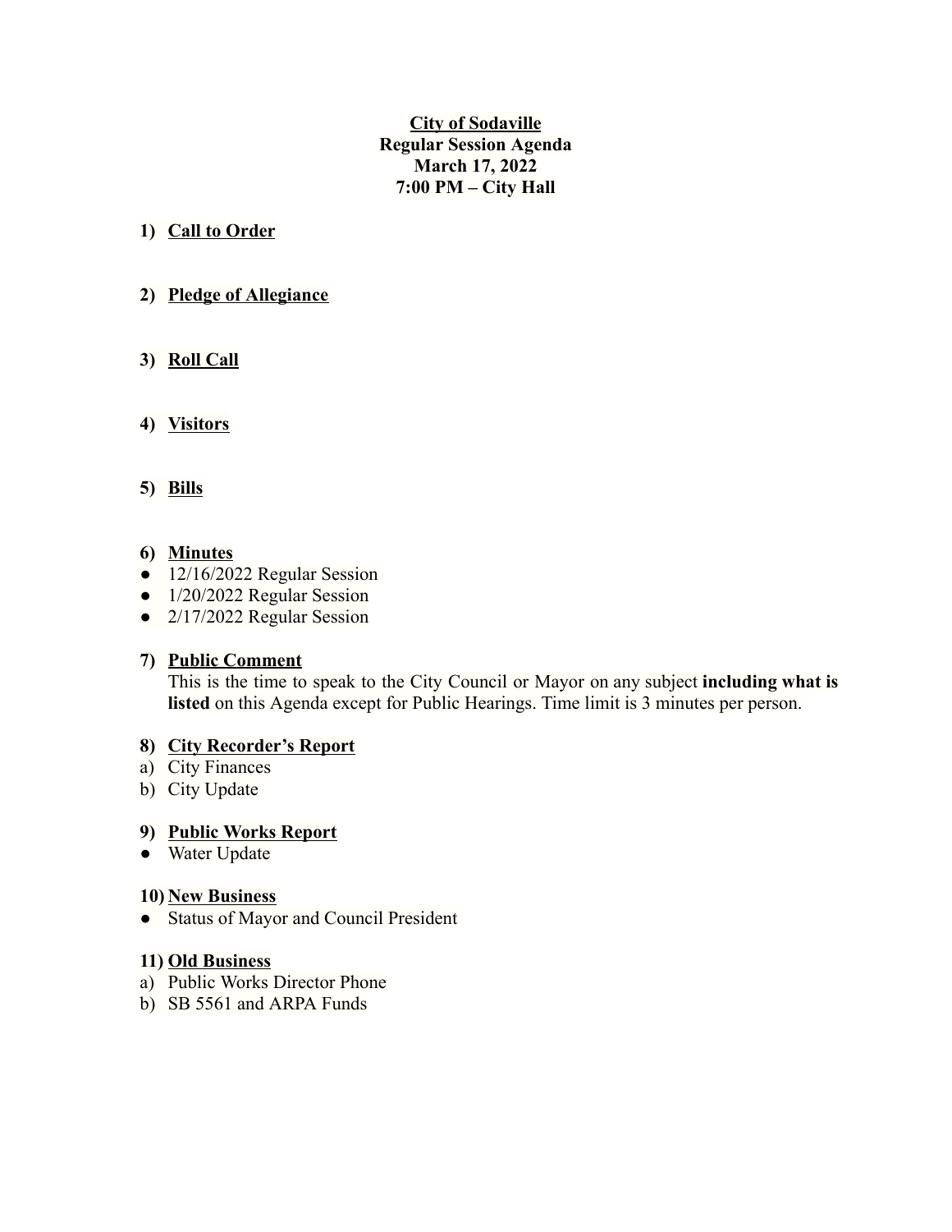# City of Sodaville
## Regular Session Agenda
## March 17, 2022
## 7:00 PM – City Hall

1) **Call to Order**

2) **Pledge of Allegiance**

3) **Roll Call**

4) **Visitors**

5) **Bills**

6) **Minutes**
- 12/16/2022 Regular Session
- 1/20/2022 Regular Session
- 2/17/2022 Regular Session

7) **Public Comment**

   This is the time to speak to the City Council or Mayor on any subject **including what is listed** on this Agenda except for Public Hearings. Time limit is 3 minutes per person.

8) **City Recorder's Report**

   a) City Finances
   b) City Update

9) **Public Works Report**
- Water Update

10) **New Business**
- Status of Mayor and Council President

11) **Old Business**

   a) Public Works Director Phone
   b) SB 5561 and ARPA Funds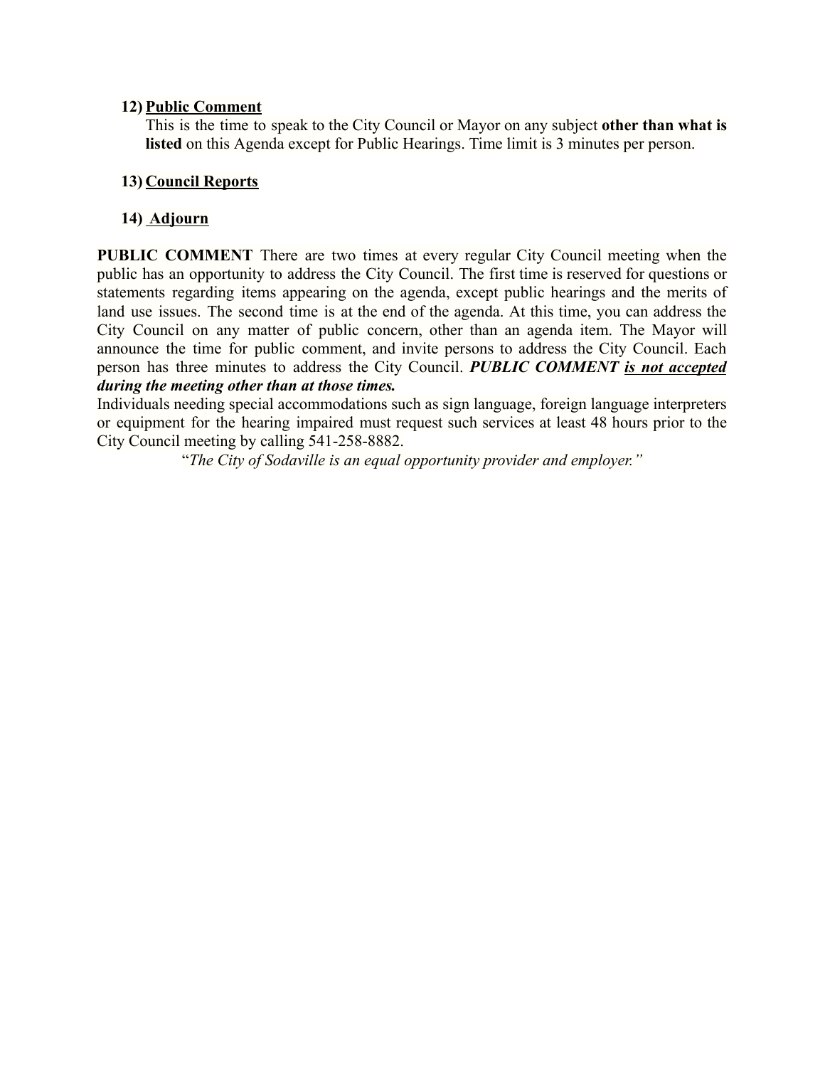12) **Public Comment**
    This is the time to speak to the City Council or Mayor on any subject **other than what is listed** on this Agenda except for Public Hearings. Time limit is 3 minutes per person.

13) **Council Reports**

14) **Adjourn**

**PUBLIC COMMENT** There are two times at every regular City Council meeting when the public has an opportunity to address the City Council. The first time is reserved for questions or statements regarding items appearing on the agenda, except public hearings and the merits of land use issues. The second time is at the end of the agenda. At this time, you can address the City Council on any matter of public concern, other than an agenda item. The Mayor will announce the time for public comment, and invite persons to address the City Council. Each person has three minutes to address the City Council. ***PUBLIC COMMENT <u>is not accepted</u> during the meeting other than at those times.***

Individuals needing special accommodations such as sign language, foreign language interpreters or equipment for the hearing impaired must request such services at least 48 hours prior to the City Council meeting by calling 541-258-8882.

"*The City of Sodaville is an equal opportunity provider and employer.*"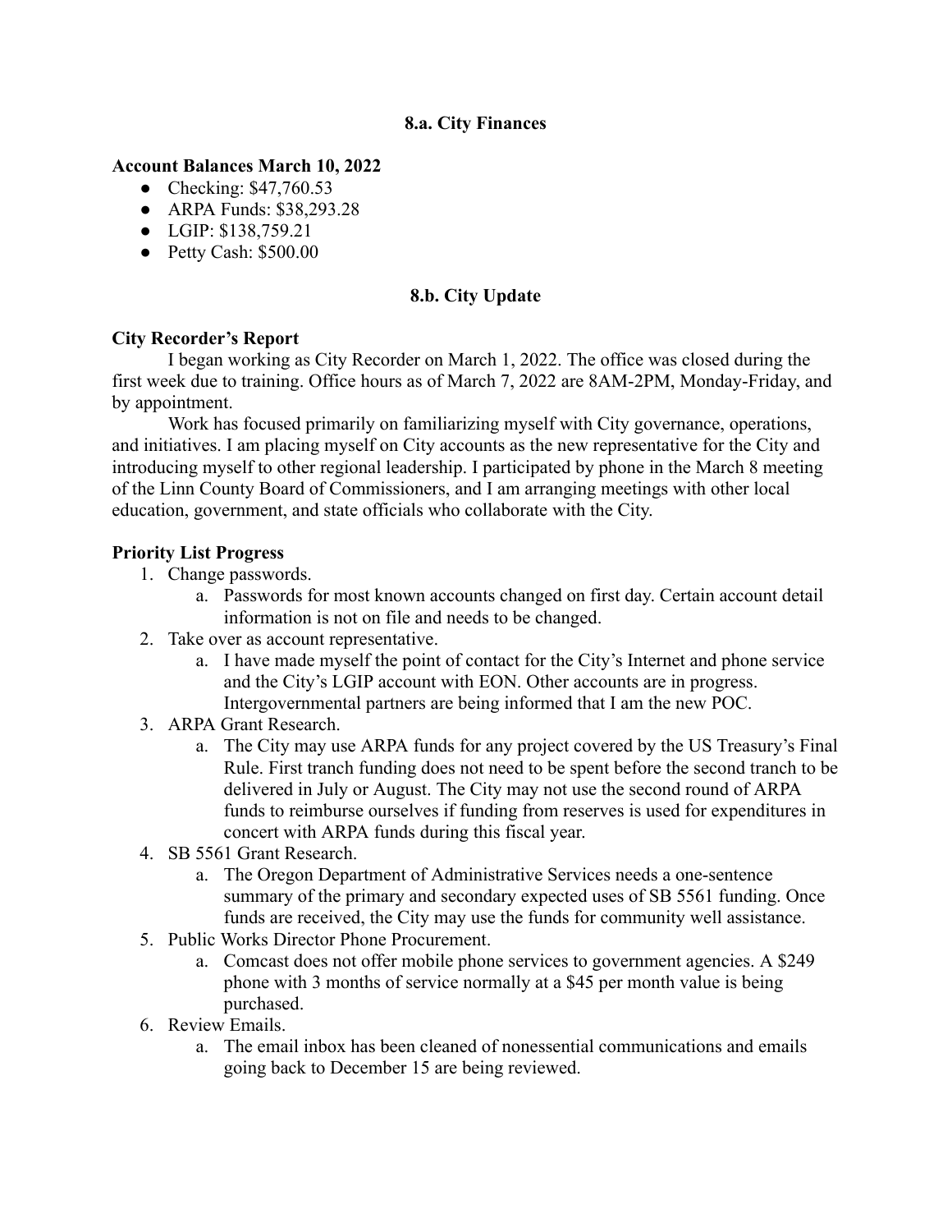## 8.a. City Finances

**Account Balances March 10, 2022**

- Checking: $47,760.53
- ARPA Funds: $38,293.28
- LGIP: $138,759.21
- Petty Cash: $500.00

## 8.b. City Update

**City Recorder's Report**

I began working as City Recorder on March 1, 2022. The office was closed during the first week due to training. Office hours as of March 7, 2022 are 8AM-2PM, Monday-Friday, and by appointment.

Work has focused primarily on familiarizing myself with City governance, operations, and initiatives. I am placing myself on City accounts as the new representative for the City and introducing myself to other regional leadership. I participated by phone in the March 8 meeting of the Linn County Board of Commissioners, and I am arranging meetings with other local education, government, and state officials who collaborate with the City.

**Priority List Progress**

1. Change passwords.
   a. Passwords for most known accounts changed on first day. Certain account detail information is not on file and needs to be changed.
2. Take over as account representative.
   a. I have made myself the point of contact for the City's Internet and phone service and the City's LGIP account with EON. Other accounts are in progress. Intergovernmental partners are being informed that I am the new POC.
3. ARPA Grant Research.
   a. The City may use ARPA funds for any project covered by the US Treasury's Final Rule. First tranch funding does not need to be spent before the second tranch to be delivered in July or August. The City may not use the second round of ARPA funds to reimburse ourselves if funding from reserves is used for expenditures in concert with ARPA funds during this fiscal year.
4. SB 5561 Grant Research.
   a. The Oregon Department of Administrative Services needs a one-sentence summary of the primary and secondary expected uses of SB 5561 funding. Once funds are received, the City may use the funds for community well assistance.
5. Public Works Director Phone Procurement.
   a. Comcast does not offer mobile phone services to government agencies. A $249 phone with 3 months of service normally at a $45 per month value is being purchased.
6. Review Emails.
   a. The email inbox has been cleaned of nonessential communications and emails going back to December 15 are being reviewed.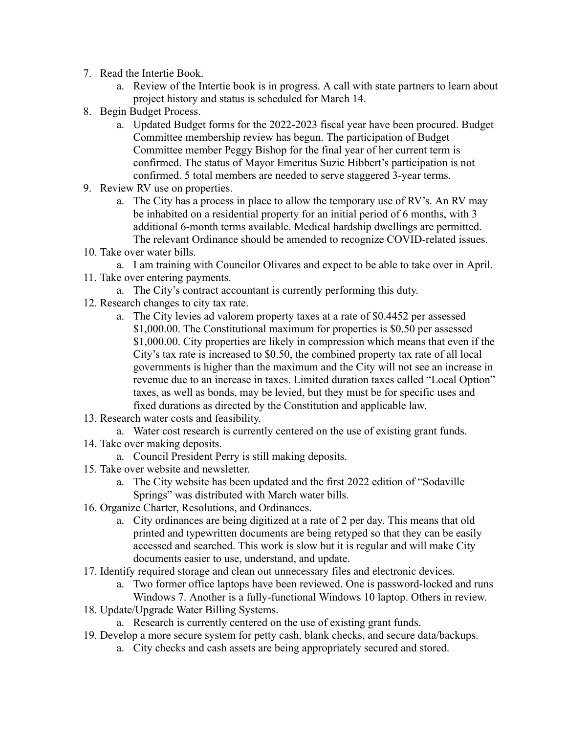7. Read the Intertie Book.
    a. Review of the Intertie book is in progress. A call with state partners to learn about project history and status is scheduled for March 14.
8. Begin Budget Process.
    a. Updated Budget forms for the 2022-2023 fiscal year have been procured. Budget Committee membership review has begun. The participation of Budget Committee member Peggy Bishop for the final year of her current term is confirmed. The status of Mayor Emeritus Suzie Hibbert's participation is not confirmed. 5 total members are needed to serve staggered 3-year terms.
9. Review RV use on properties.
    a. The City has a process in place to allow the temporary use of RV's. An RV may be inhabited on a residential property for an initial period of 6 months, with 3 additional 6-month terms available. Medical hardship dwellings are permitted. The relevant Ordinance should be amended to recognize COVID-related issues.
10. Take over water bills.
    a. I am training with Councilor Olivares and expect to be able to take over in April.
11. Take over entering payments.
    a. The City's contract accountant is currently performing this duty.
12. Research changes to city tax rate.
    a. The City levies ad valorem property taxes at a rate of $0.4452 per assessed $1,000.00. The Constitutional maximum for properties is $0.50 per assessed $1,000.00. City properties are likely in compression which means that even if the City's tax rate is increased to $0.50, the combined property tax rate of all local governments is higher than the maximum and the City will not see an increase in revenue due to an increase in taxes. Limited duration taxes called "Local Option" taxes, as well as bonds, may be levied, but they must be for specific uses and fixed durations as directed by the Constitution and applicable law.
13. Research water costs and feasibility.
    a. Water cost research is currently centered on the use of existing grant funds.
14. Take over making deposits.
    a. Council President Perry is still making deposits.
15. Take over website and newsletter.
    a. The City website has been updated and the first 2022 edition of "Sodaville Springs" was distributed with March water bills.
16. Organize Charter, Resolutions, and Ordinances.
    a. City ordinances are being digitized at a rate of 2 per day. This means that old printed and typewritten documents are being retyped so that they can be easily accessed and searched. This work is slow but it is regular and will make City documents easier to use, understand, and update.
17. Identify required storage and clean out unnecessary files and electronic devices.
    a. Two former office laptops have been reviewed. One is password-locked and runs Windows 7. Another is a fully-functional Windows 10 laptop. Others in review.
18. Update/Upgrade Water Billing Systems.
    a. Research is currently centered on the use of existing grant funds.
19. Develop a more secure system for petty cash, blank checks, and secure data/backups.
    a. City checks and cash assets are being appropriately secured and stored.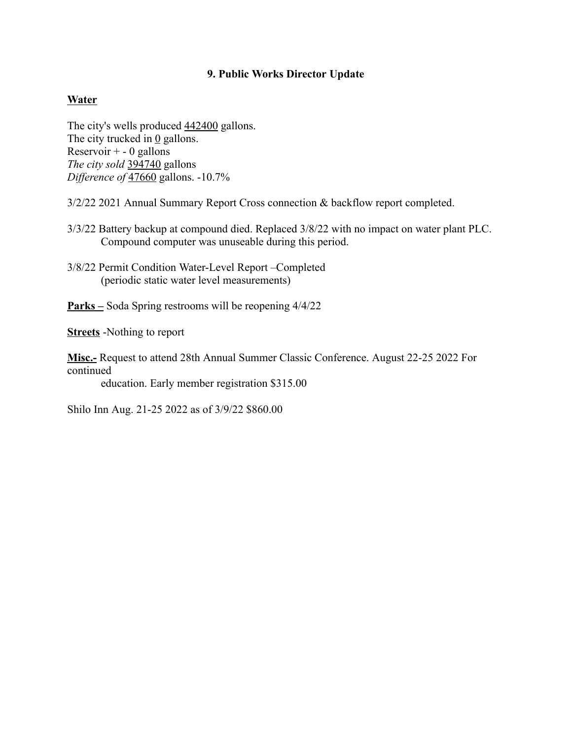### 9. Public Works Director Update

**Water**

The city's wells produced 442400 gallons.
The city trucked in 0 gallons.
Reservoir + - 0 gallons
*The city sold* 394740 gallons
*Difference of* 47660 gallons. -10.7%

3/2/22 2021 Annual Summary Report Cross connection & backflow report completed.

3/3/22 Battery backup at compound died. Replaced 3/8/22 with no impact on water plant PLC. Compound computer was unuseable during this period.

3/8/22 Permit Condition Water-Level Report –Completed (periodic static water level measurements)

**Parks –** Soda Spring restrooms will be reopening 4/4/22

**Streets** -Nothing to report

**Misc.-** Request to attend 28th Annual Summer Classic Conference. August 22-25 2022 For continued education. Early member registration $315.00

Shilo Inn Aug. 21-25 2022 as of 3/9/22 $860.00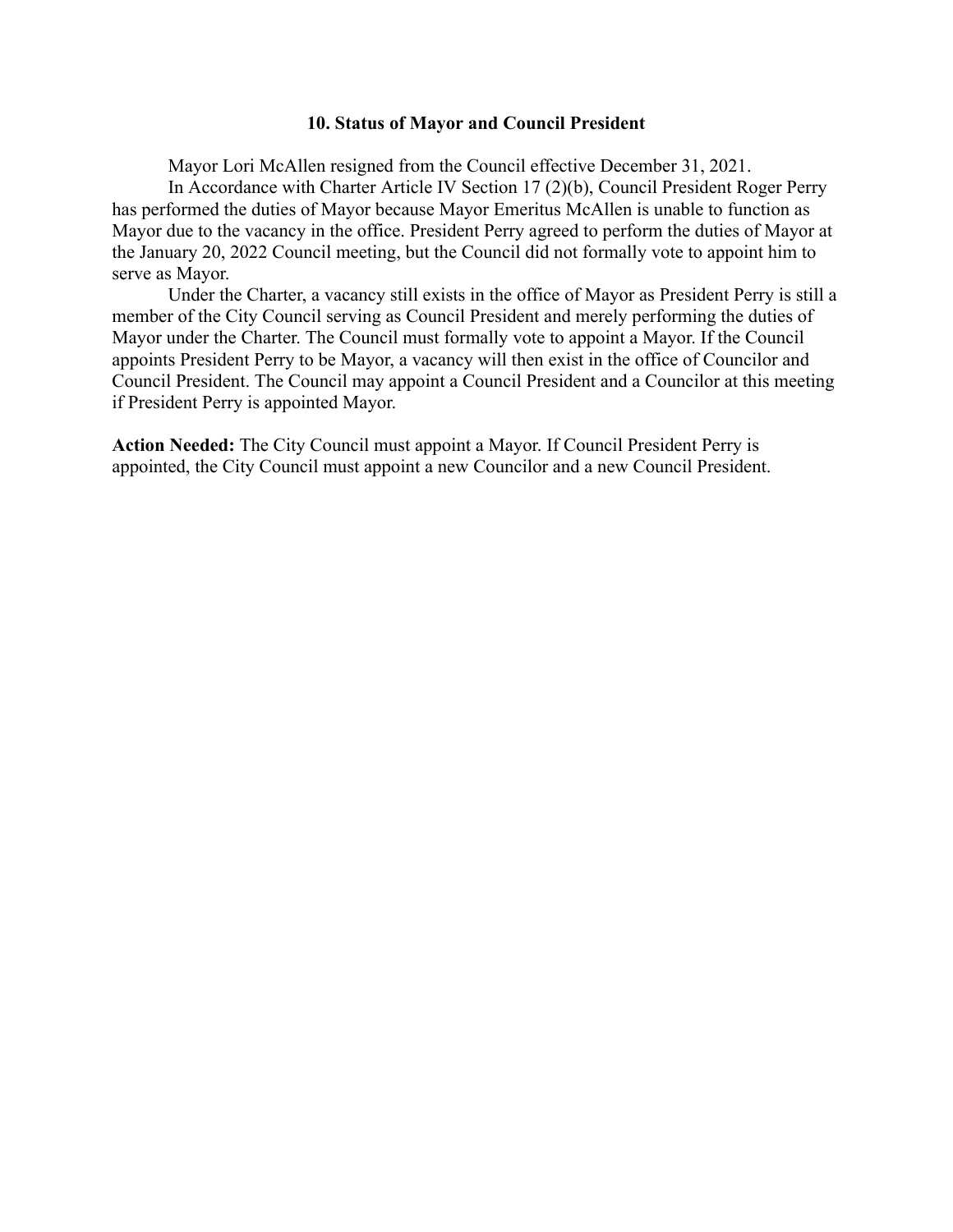### 10. Status of Mayor and Council President

Mayor Lori McAllen resigned from the Council effective December 31, 2021.

In Accordance with Charter Article IV Section 17 (2)(b), Council President Roger Perry has performed the duties of Mayor because Mayor Emeritus McAllen is unable to function as Mayor due to the vacancy in the office. President Perry agreed to perform the duties of Mayor at the January 20, 2022 Council meeting, but the Council did not formally vote to appoint him to serve as Mayor.

Under the Charter, a vacancy still exists in the office of Mayor as President Perry is still a member of the City Council serving as Council President and merely performing the duties of Mayor under the Charter. The Council must formally vote to appoint a Mayor. If the Council appoints President Perry to be Mayor, a vacancy will then exist in the office of Councilor and Council President. The Council may appoint a Council President and a Councilor at this meeting if President Perry is appointed Mayor.

**Action Needed:** The City Council must appoint a Mayor. If Council President Perry is appointed, the City Council must appoint a new Councilor and a new Council President.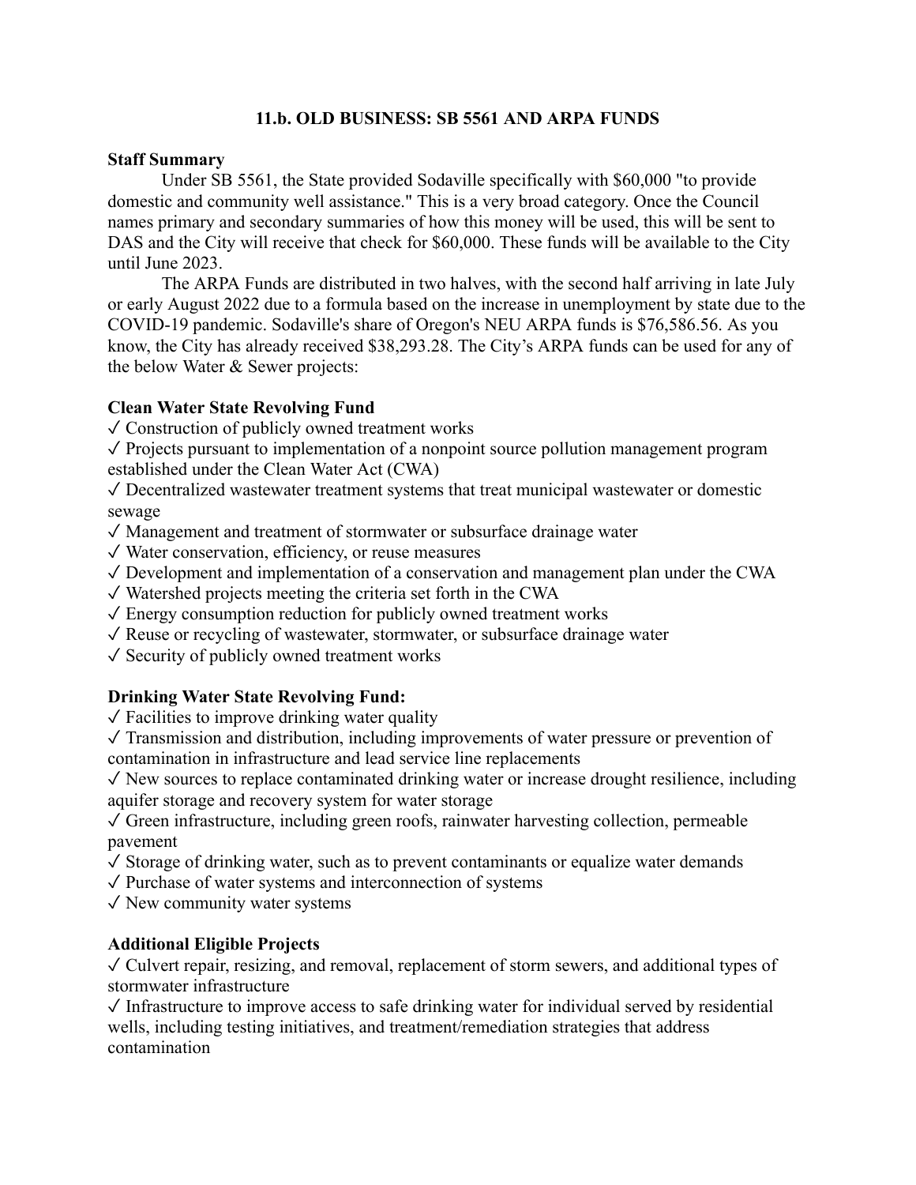## 11.b. OLD BUSINESS: SB 5561 AND ARPA FUNDS

**Staff Summary**

Under SB 5561, the State provided Sodaville specifically with $60,000 "to provide domestic and community well assistance." This is a very broad category. Once the Council names primary and secondary summaries of how this money will be used, this will be sent to DAS and the City will receive that check for $60,000. These funds will be available to the City until June 2023.

The ARPA Funds are distributed in two halves, with the second half arriving in late July or early August 2022 due to a formula based on the increase in unemployment by state due to the COVID-19 pandemic. Sodaville's share of Oregon's NEU ARPA funds is $76,586.56. As you know, the City has already received $38,293.28. The City's ARPA funds can be used for any of the below Water & Sewer projects:

**Clean Water State Revolving Fund**

✓ Construction of publicly owned treatment works
✓ Projects pursuant to implementation of a nonpoint source pollution management program established under the Clean Water Act (CWA)
✓ Decentralized wastewater treatment systems that treat municipal wastewater or domestic sewage
✓ Management and treatment of stormwater or subsurface drainage water
✓ Water conservation, efficiency, or reuse measures
✓ Development and implementation of a conservation and management plan under the CWA
✓ Watershed projects meeting the criteria set forth in the CWA
✓ Energy consumption reduction for publicly owned treatment works
✓ Reuse or recycling of wastewater, stormwater, or subsurface drainage water
✓ Security of publicly owned treatment works

**Drinking Water State Revolving Fund:**

✓ Facilities to improve drinking water quality
✓ Transmission and distribution, including improvements of water pressure or prevention of contamination in infrastructure and lead service line replacements
✓ New sources to replace contaminated drinking water or increase drought resilience, including aquifer storage and recovery system for water storage
✓ Green infrastructure, including green roofs, rainwater harvesting collection, permeable pavement
✓ Storage of drinking water, such as to prevent contaminants or equalize water demands
✓ Purchase of water systems and interconnection of systems
✓ New community water systems

**Additional Eligible Projects**

✓ Culvert repair, resizing, and removal, replacement of storm sewers, and additional types of stormwater infrastructure
✓ Infrastructure to improve access to safe drinking water for individual served by residential wells, including testing initiatives, and treatment/remediation strategies that address contamination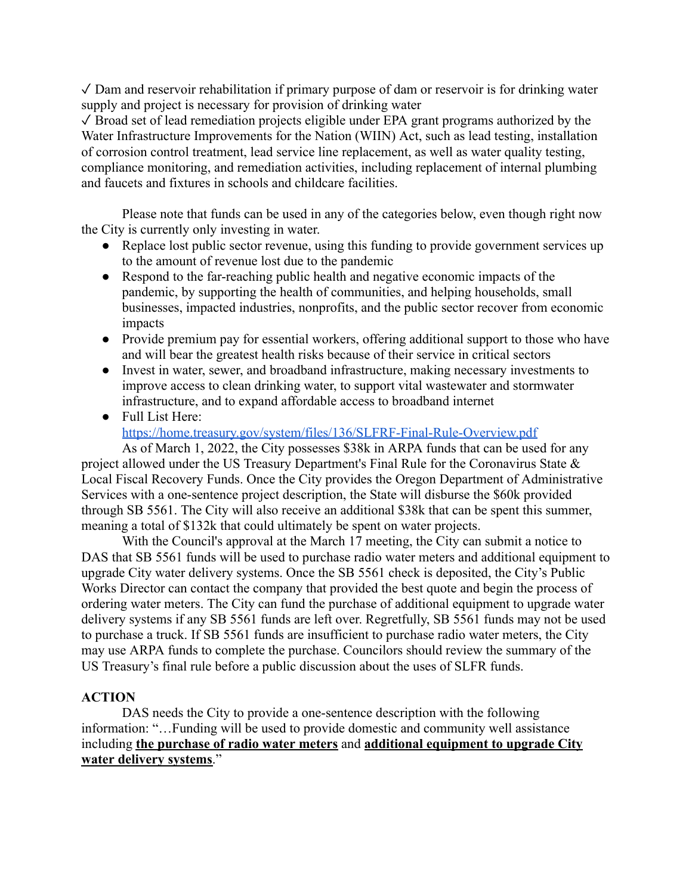✓ Dam and reservoir rehabilitation if primary purpose of dam or reservoir is for drinking water supply and project is necessary for provision of drinking water

✓ Broad set of lead remediation projects eligible under EPA grant programs authorized by the Water Infrastructure Improvements for the Nation (WIIN) Act, such as lead testing, installation of corrosion control treatment, lead service line replacement, as well as water quality testing, compliance monitoring, and remediation activities, including replacement of internal plumbing and faucets and fixtures in schools and childcare facilities.

Please note that funds can be used in any of the categories below, even though right now the City is currently only investing in water.

- Replace lost public sector revenue, using this funding to provide government services up to the amount of revenue lost due to the pandemic
- Respond to the far-reaching public health and negative economic impacts of the pandemic, by supporting the health of communities, and helping households, small businesses, impacted industries, nonprofits, and the public sector recover from economic impacts
- Provide premium pay for essential workers, offering additional support to those who have and will bear the greatest health risks because of their service in critical sectors
- Invest in water, sewer, and broadband infrastructure, making necessary investments to improve access to clean drinking water, to support vital wastewater and stormwater infrastructure, and to expand affordable access to broadband internet
- Full List Here: [https://home.treasury.gov/system/files/136/SLFRF-Final-Rule-Overview.pdf](https://home.treasury.gov/system/files/136/SLFRF-Final-Rule-Overview.pdf)

As of March 1, 2022, the City possesses $38k in ARPA funds that can be used for any project allowed under the US Treasury Department's Final Rule for the Coronavirus State & Local Fiscal Recovery Funds. Once the City provides the Oregon Department of Administrative Services with a one-sentence project description, the State will disburse the $60k provided through SB 5561. The City will also receive an additional $38k that can be spent this summer, meaning a total of $132k that could ultimately be spent on water projects.

With the Council's approval at the March 17 meeting, the City can submit a notice to DAS that SB 5561 funds will be used to purchase radio water meters and additional equipment to upgrade City water delivery systems. Once the SB 5561 check is deposited, the City's Public Works Director can contact the company that provided the best quote and begin the process of ordering water meters. The City can fund the purchase of additional equipment to upgrade water delivery systems if any SB 5561 funds are left over. Regretfully, SB 5561 funds may not be used to purchase a truck. If SB 5561 funds are insufficient to purchase radio water meters, the City may use ARPA funds to complete the purchase. Councilors should review the summary of the US Treasury's final rule before a public discussion about the uses of SLFR funds.

**ACTION**

DAS needs the City to provide a one-sentence description with the following information: "…Funding will be used to provide domestic and community well assistance including **the purchase of radio water meters** and **additional equipment to upgrade City water delivery systems**."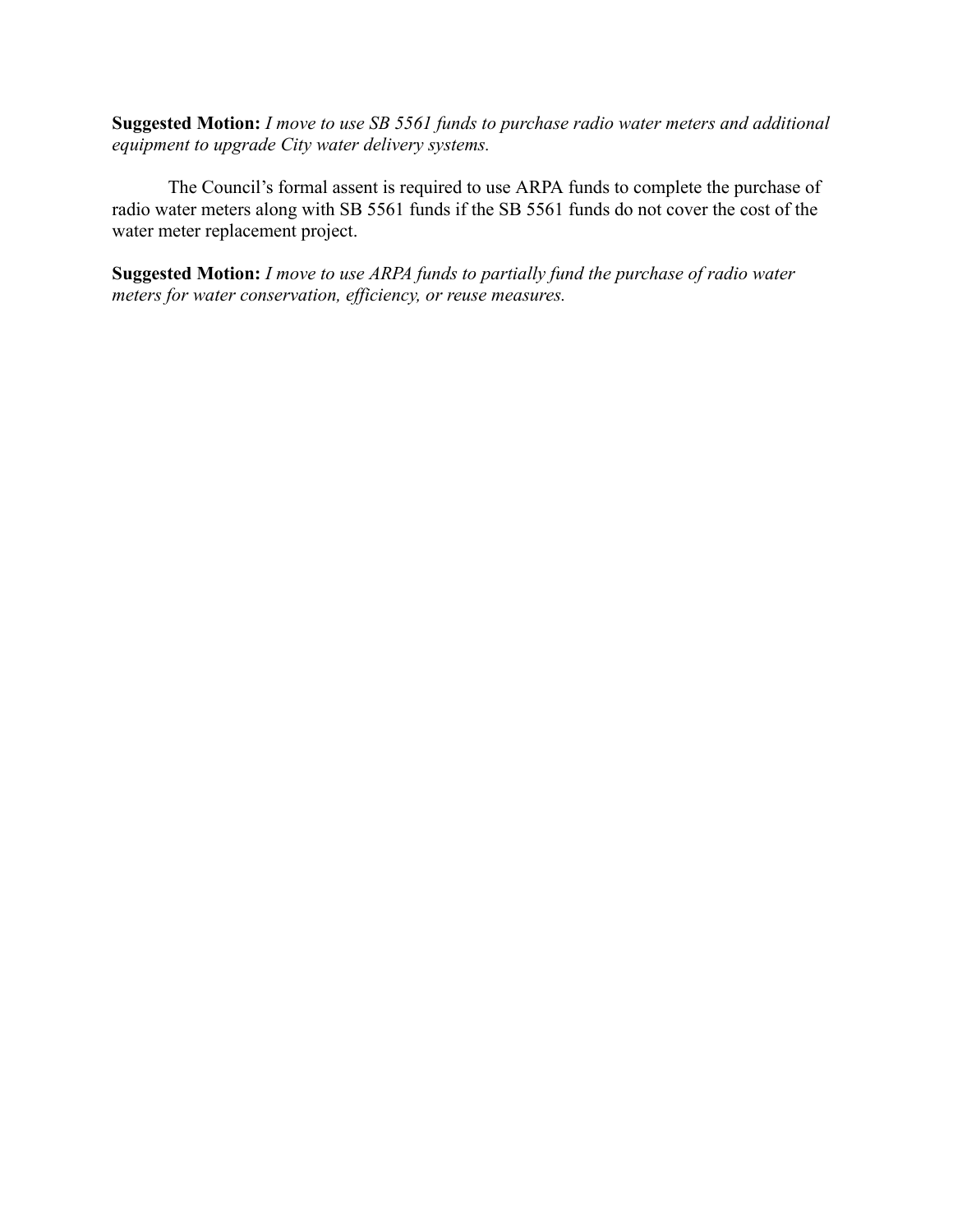**Suggested Motion:** *I move to use SB 5561 funds to purchase radio water meters and additional equipment to upgrade City water delivery systems.*

The Council's formal assent is required to use ARPA funds to complete the purchase of radio water meters along with SB 5561 funds if the SB 5561 funds do not cover the cost of the water meter replacement project.

**Suggested Motion:** *I move to use ARPA funds to partially fund the purchase of radio water meters for water conservation, efficiency, or reuse measures.*